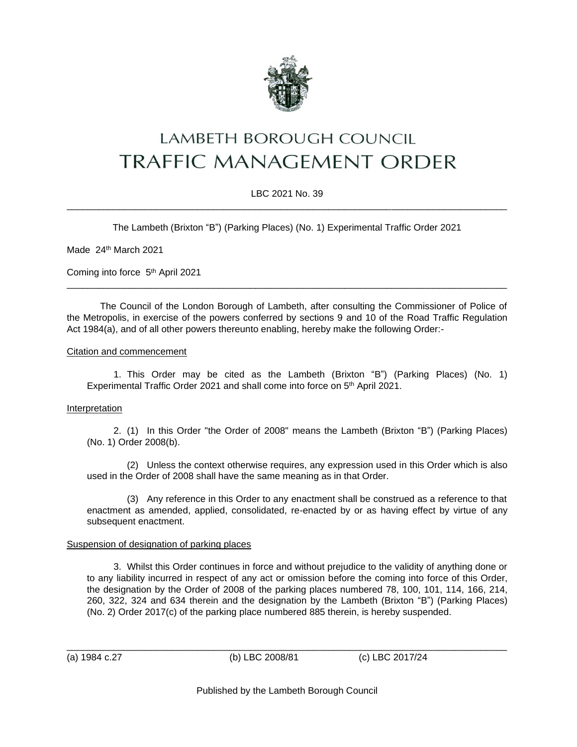# LAMBETH BOROUGH COUNCIL
# TRAFFIC MANAGEMENT ORDER

LBC 2021 No. 39

---

The Lambeth (Brixton "B") (Parking Places) (No. 1) Experimental Traffic Order 2021

Made 24th March 2021

Coming into force 5th April 2021

---

The Council of the London Borough of Lambeth, after consulting the Commissioner of Police of the Metropolis, in exercise of the powers conferred by sections 9 and 10 of the Road Traffic Regulation Act 1984(a), and of all other powers thereunto enabling, hereby make the following Order:-

Citation and commencement

1. This Order may be cited as the Lambeth (Brixton "B") (Parking Places) (No. 1) Experimental Traffic Order 2021 and shall come into force on 5th April 2021.

Interpretation

2. (1) In this Order "the Order of 2008" means the Lambeth (Brixton "B") (Parking Places) (No. 1) Order 2008(b).

(2) Unless the context otherwise requires, any expression used in this Order which is also used in the Order of 2008 shall have the same meaning as in that Order.

(3) Any reference in this Order to any enactment shall be construed as a reference to that enactment as amended, applied, consolidated, re-enacted by or as having effect by virtue of any subsequent enactment.

Suspension of designation of parking places

3. Whilst this Order continues in force and without prejudice to the validity of anything done or to any liability incurred in respect of any act or omission before the coming into force of this Order, the designation by the Order of 2008 of the parking places numbered 78, 100, 101, 114, 166, 214, 260, 322, 324 and 634 therein and the designation by the Lambeth (Brixton "B") (Parking Places) (No. 2) Order 2017(c) of the parking place numbered 885 therein, is hereby suspended.

---

(a) 1984 c.27 (b) LBC 2008/81 (c) LBC 2017/24

Published by the Lambeth Borough Council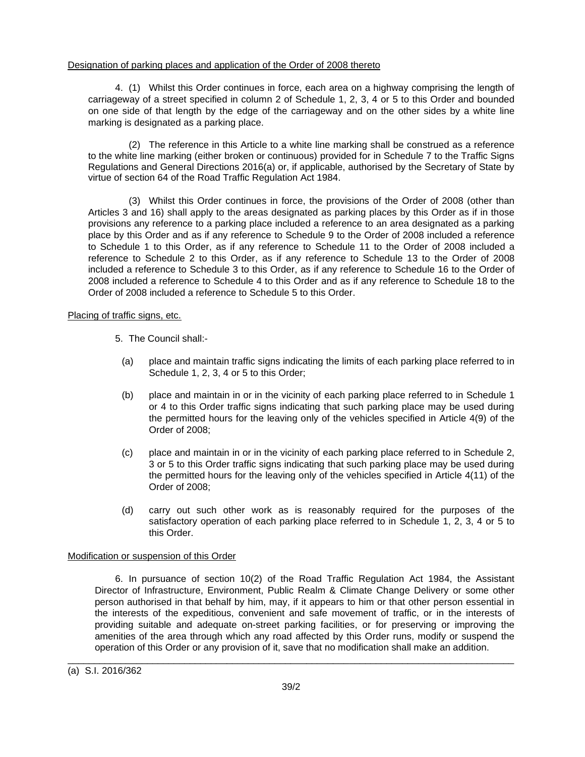Designation of parking places and application of the Order of 2008 thereto

4. (1) Whilst this Order continues in force, each area on a highway comprising the length of carriageway of a street specified in column 2 of Schedule 1, 2, 3, 4 or 5 to this Order and bounded on one side of that length by the edge of the carriageway and on the other sides by a white line marking is designated as a parking place.

(2) The reference in this Article to a white line marking shall be construed as a reference to the white line marking (either broken or continuous) provided for in Schedule 7 to the Traffic Signs Regulations and General Directions 2016(a) or, if applicable, authorised by the Secretary of State by virtue of section 64 of the Road Traffic Regulation Act 1984.

(3) Whilst this Order continues in force, the provisions of the Order of 2008 (other than Articles 3 and 16) shall apply to the areas designated as parking places by this Order as if in those provisions any reference to a parking place included a reference to an area designated as a parking place by this Order and as if any reference to Schedule 9 to the Order of 2008 included a reference to Schedule 1 to this Order, as if any reference to Schedule 11 to the Order of 2008 included a reference to Schedule 2 to this Order, as if any reference to Schedule 13 to the Order of 2008 included a reference to Schedule 3 to this Order, as if any reference to Schedule 16 to the Order of 2008 included a reference to Schedule 4 to this Order and as if any reference to Schedule 18 to the Order of 2008 included a reference to Schedule 5 to this Order.

Placing of traffic signs, etc.

5. The Council shall:-

(a) place and maintain traffic signs indicating the limits of each parking place referred to in Schedule 1, 2, 3, 4 or 5 to this Order;

(b) place and maintain in or in the vicinity of each parking place referred to in Schedule 1 or 4 to this Order traffic signs indicating that such parking place may be used during the permitted hours for the leaving only of the vehicles specified in Article 4(9) of the Order of 2008;

(c) place and maintain in or in the vicinity of each parking place referred to in Schedule 2, 3 or 5 to this Order traffic signs indicating that such parking place may be used during the permitted hours for the leaving only of the vehicles specified in Article 4(11) of the Order of 2008;

(d) carry out such other work as is reasonably required for the purposes of the satisfactory operation of each parking place referred to in Schedule 1, 2, 3, 4 or 5 to this Order.

Modification or suspension of this Order

6. In pursuance of section 10(2) of the Road Traffic Regulation Act 1984, the Assistant Director of Infrastructure, Environment, Public Realm & Climate Change Delivery or some other person authorised in that behalf by him, may, if it appears to him or that other person essential in the interests of the expeditious, convenient and safe movement of traffic, or in the interests of providing suitable and adequate on-street parking facilities, or for preserving or improving the amenities of the area through which any road affected by this Order runs, modify or suspend the operation of this Order or any provision of it, save that no modification shall make an addition.

---

(a) S.I. 2016/362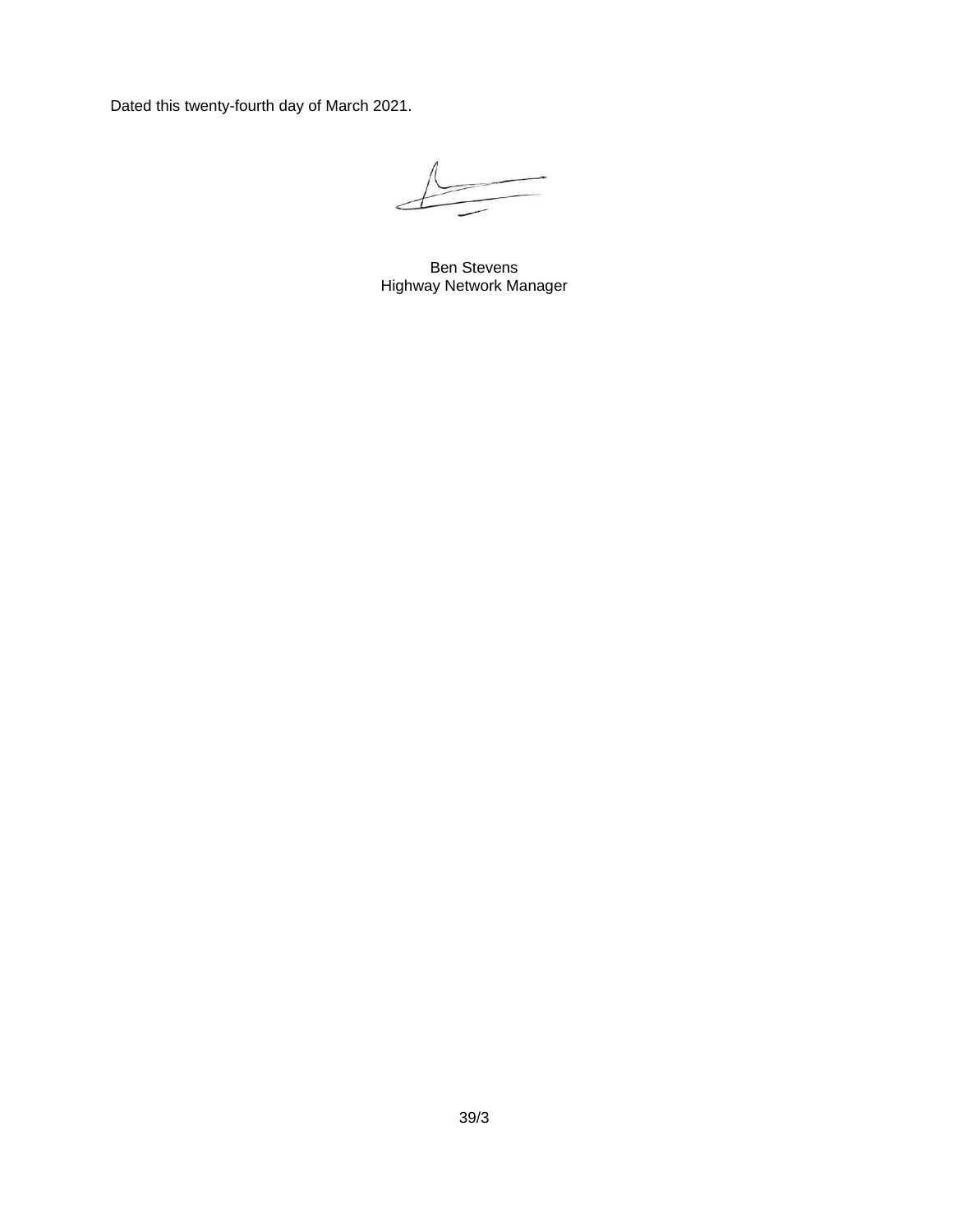Dated this twenty-fourth day of March 2021.

Ben Stevens
Highway Network Manager

39/3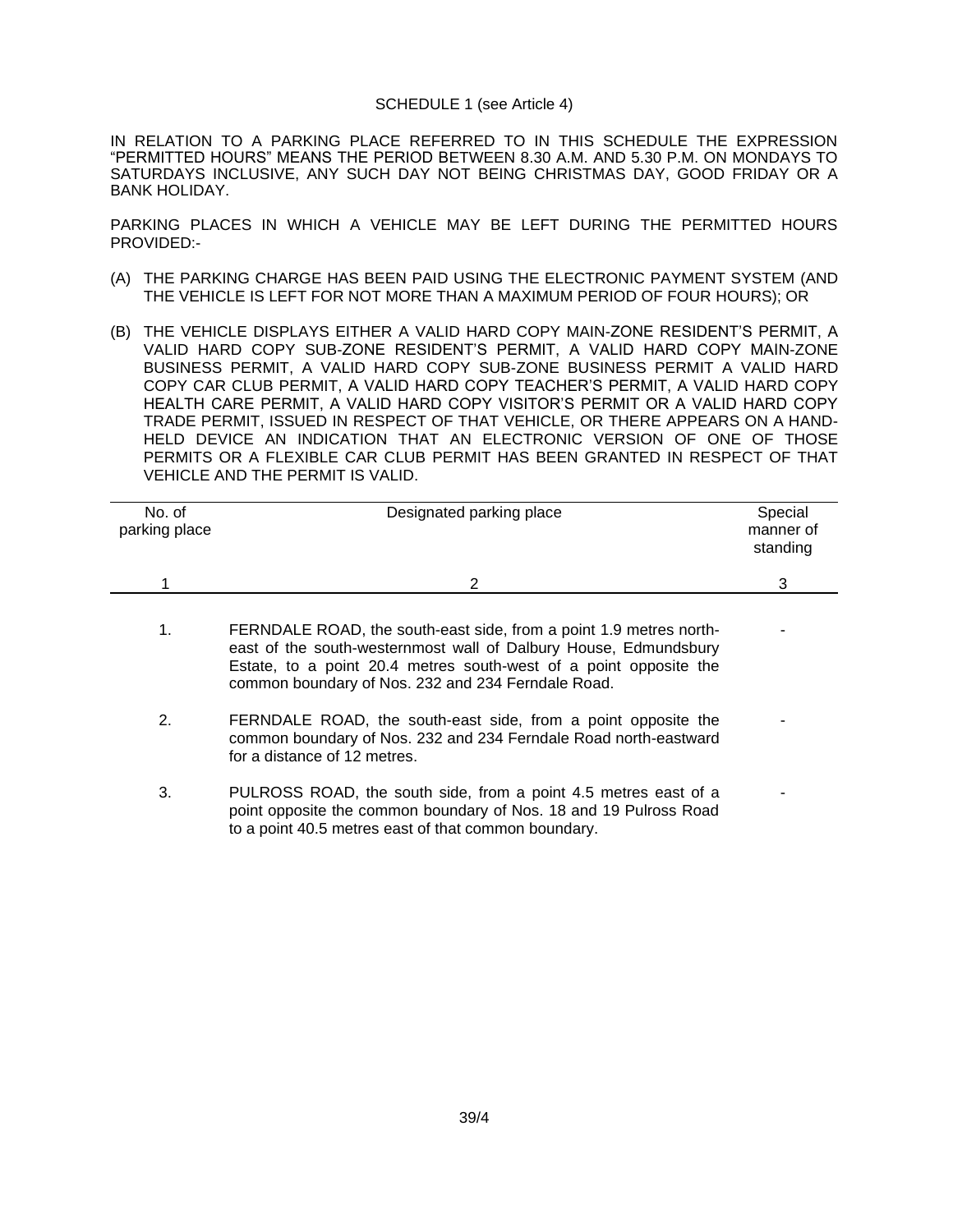SCHEDULE 1 (see Article 4)

IN RELATION TO A PARKING PLACE REFERRED TO IN THIS SCHEDULE THE EXPRESSION "PERMITTED HOURS" MEANS THE PERIOD BETWEEN 8.30 A.M. AND 5.30 P.M. ON MONDAYS TO SATURDAYS INCLUSIVE, ANY SUCH DAY NOT BEING CHRISTMAS DAY, GOOD FRIDAY OR A BANK HOLIDAY.

PARKING PLACES IN WHICH A VEHICLE MAY BE LEFT DURING THE PERMITTED HOURS PROVIDED:-

(A) THE PARKING CHARGE HAS BEEN PAID USING THE ELECTRONIC PAYMENT SYSTEM (AND THE VEHICLE IS LEFT FOR NOT MORE THAN A MAXIMUM PERIOD OF FOUR HOURS); OR

(B) THE VEHICLE DISPLAYS EITHER A VALID HARD COPY MAIN-ZONE RESIDENT'S PERMIT, A VALID HARD COPY SUB-ZONE RESIDENT'S PERMIT, A VALID HARD COPY MAIN-ZONE BUSINESS PERMIT, A VALID HARD COPY SUB-ZONE BUSINESS PERMIT A VALID HARD COPY CAR CLUB PERMIT, A VALID HARD COPY TEACHER'S PERMIT, A VALID HARD COPY HEALTH CARE PERMIT, A VALID HARD COPY VISITOR'S PERMIT OR A VALID HARD COPY TRADE PERMIT, ISSUED IN RESPECT OF THAT VEHICLE, OR THERE APPEARS ON A HAND-HELD DEVICE AN INDICATION THAT AN ELECTRONIC VERSION OF ONE OF THOSE PERMITS OR A FLEXIBLE CAR CLUB PERMIT HAS BEEN GRANTED IN RESPECT OF THAT VEHICLE AND THE PERMIT IS VALID.

| No. of parking place | Designated parking place | Special manner of standing |
|---|---|---|
| 1 | 2 | 3 |
| 1. | FERNDALE ROAD, the south-east side, from a point 1.9 metres north-east of the south-westernmost wall of Dalbury House, Edmundsbury Estate, to a point 20.4 metres south-west of a point opposite the common boundary of Nos. 232 and 234 Ferndale Road. | - |
| 2. | FERNDALE ROAD, the south-east side, from a point opposite the common boundary of Nos. 232 and 234 Ferndale Road north-eastward for a distance of 12 metres. | - |
| 3. | PULROSS ROAD, the south side, from a point 4.5 metres east of a point opposite the common boundary of Nos. 18 and 19 Pulross Road to a point 40.5 metres east of that common boundary. | - |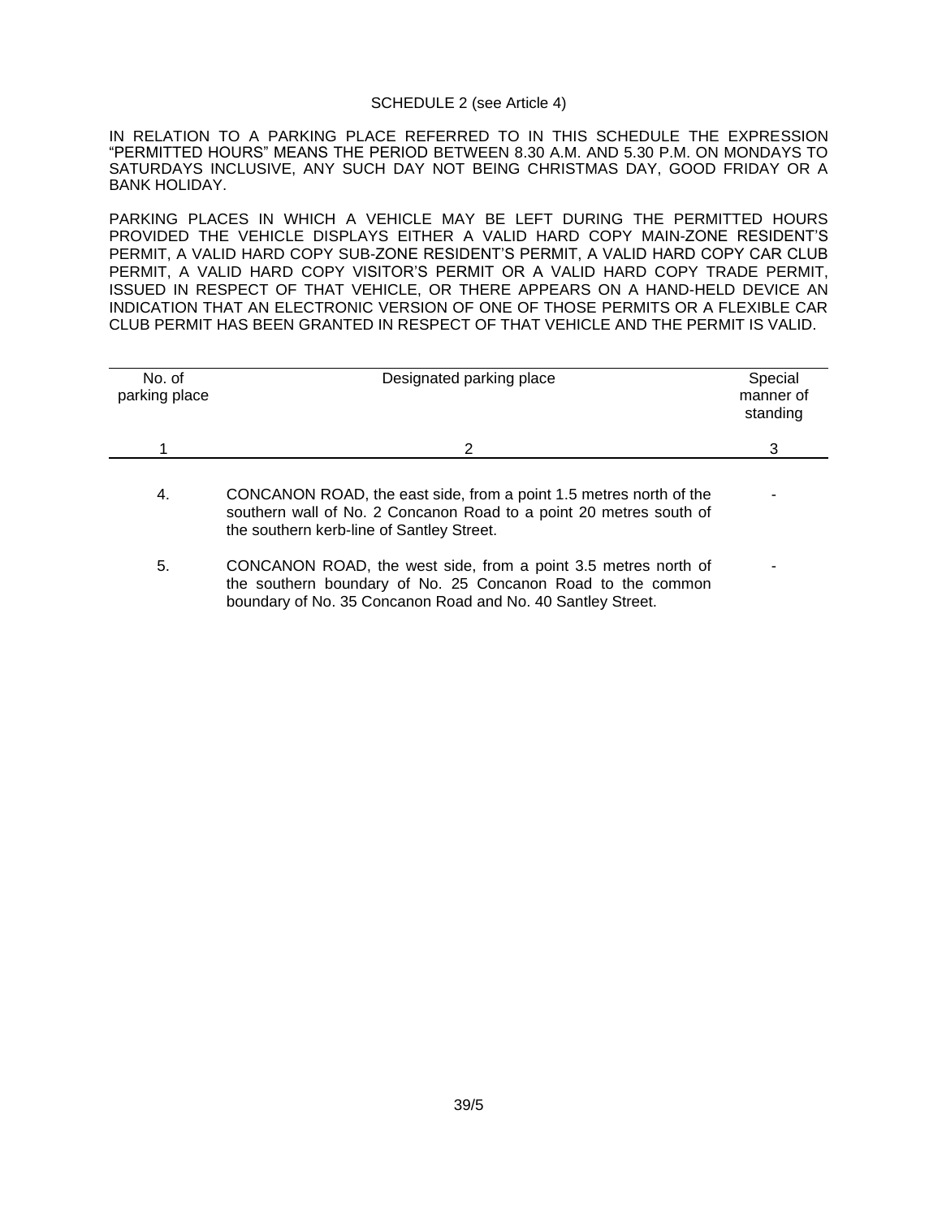SCHEDULE 2 (see Article 4)

IN RELATION TO A PARKING PLACE REFERRED TO IN THIS SCHEDULE THE EXPRESSION "PERMITTED HOURS" MEANS THE PERIOD BETWEEN 8.30 A.M. AND 5.30 P.M. ON MONDAYS TO SATURDAYS INCLUSIVE, ANY SUCH DAY NOT BEING CHRISTMAS DAY, GOOD FRIDAY OR A BANK HOLIDAY.

PARKING PLACES IN WHICH A VEHICLE MAY BE LEFT DURING THE PERMITTED HOURS PROVIDED THE VEHICLE DISPLAYS EITHER A VALID HARD COPY MAIN-ZONE RESIDENT'S PERMIT, A VALID HARD COPY SUB-ZONE RESIDENT'S PERMIT, A VALID HARD COPY CAR CLUB PERMIT, A VALID HARD COPY VISITOR'S PERMIT OR A VALID HARD COPY TRADE PERMIT, ISSUED IN RESPECT OF THAT VEHICLE, OR THERE APPEARS ON A HAND-HELD DEVICE AN INDICATION THAT AN ELECTRONIC VERSION OF ONE OF THOSE PERMITS OR A FLEXIBLE CAR CLUB PERMIT HAS BEEN GRANTED IN RESPECT OF THAT VEHICLE AND THE PERMIT IS VALID.

| No. of parking place | Designated parking place | Special manner of standing |
|---|---|---|
| 1 | 2 | 3 |
| 4. | CONCANON ROAD, the east side, from a point 1.5 metres north of the southern wall of No. 2 Concanon Road to a point 20 metres south of the southern kerb-line of Santley Street. | - |
| 5. | CONCANON ROAD, the west side, from a point 3.5 metres north of the southern boundary of No. 25 Concanon Road to the common boundary of No. 35 Concanon Road and No. 40 Santley Street. | - |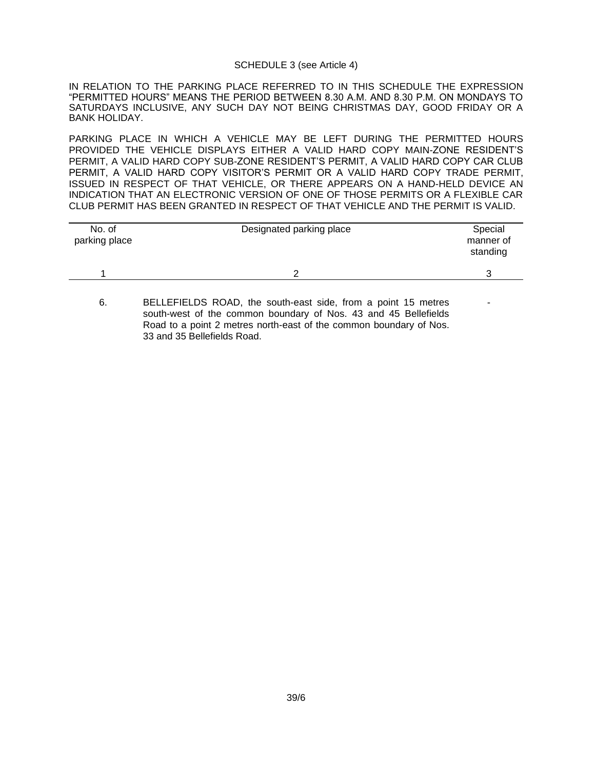SCHEDULE 3 (see Article 4)

IN RELATION TO THE PARKING PLACE REFERRED TO IN THIS SCHEDULE THE EXPRESSION "PERMITTED HOURS" MEANS THE PERIOD BETWEEN 8.30 A.M. AND 8.30 P.M. ON MONDAYS TO SATURDAYS INCLUSIVE, ANY SUCH DAY NOT BEING CHRISTMAS DAY, GOOD FRIDAY OR A BANK HOLIDAY.

PARKING PLACE IN WHICH A VEHICLE MAY BE LEFT DURING THE PERMITTED HOURS PROVIDED THE VEHICLE DISPLAYS EITHER A VALID HARD COPY MAIN-ZONE RESIDENT'S PERMIT, A VALID HARD COPY SUB-ZONE RESIDENT'S PERMIT, A VALID HARD COPY CAR CLUB PERMIT, A VALID HARD COPY VISITOR'S PERMIT OR A VALID HARD COPY TRADE PERMIT, ISSUED IN RESPECT OF THAT VEHICLE, OR THERE APPEARS ON A HAND-HELD DEVICE AN INDICATION THAT AN ELECTRONIC VERSION OF ONE OF THOSE PERMITS OR A FLEXIBLE CAR CLUB PERMIT HAS BEEN GRANTED IN RESPECT OF THAT VEHICLE AND THE PERMIT IS VALID.

| No. of parking place | Designated parking place | Special manner of standing |
|---|---|---|
| 1 | 2 | 3 |
| 6. | BELLEFIELDS ROAD, the south-east side, from a point 15 metres south-west of the common boundary of Nos. 43 and 45 Bellefields Road to a point 2 metres north-east of the common boundary of Nos. 33 and 35 Bellefields Road. | - |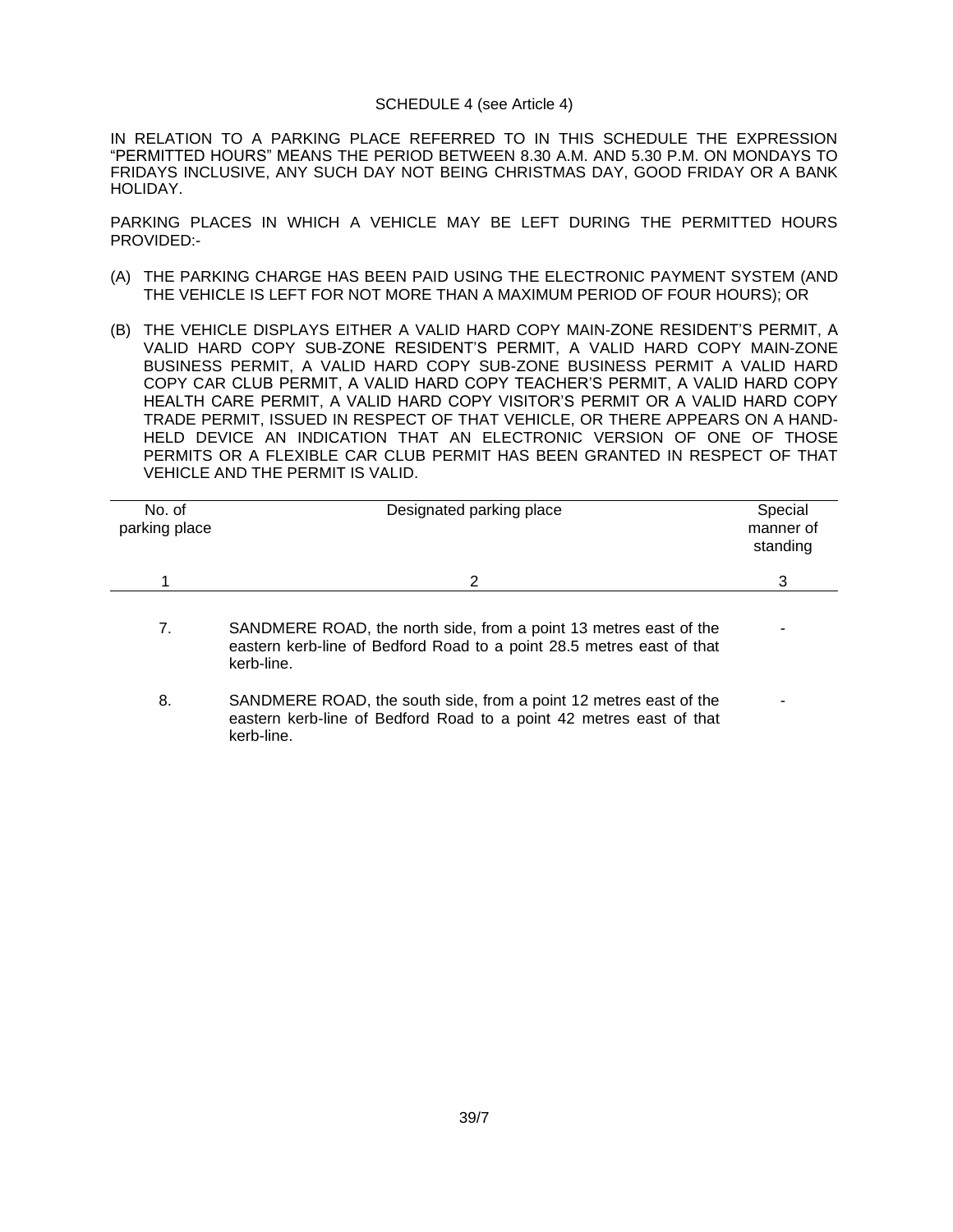SCHEDULE 4 (see Article 4)

IN RELATION TO A PARKING PLACE REFERRED TO IN THIS SCHEDULE THE EXPRESSION "PERMITTED HOURS" MEANS THE PERIOD BETWEEN 8.30 A.M. AND 5.30 P.M. ON MONDAYS TO FRIDAYS INCLUSIVE, ANY SUCH DAY NOT BEING CHRISTMAS DAY, GOOD FRIDAY OR A BANK HOLIDAY.

PARKING PLACES IN WHICH A VEHICLE MAY BE LEFT DURING THE PERMITTED HOURS PROVIDED:-

(A) THE PARKING CHARGE HAS BEEN PAID USING THE ELECTRONIC PAYMENT SYSTEM (AND THE VEHICLE IS LEFT FOR NOT MORE THAN A MAXIMUM PERIOD OF FOUR HOURS); OR

(B) THE VEHICLE DISPLAYS EITHER A VALID HARD COPY MAIN-ZONE RESIDENT'S PERMIT, A VALID HARD COPY SUB-ZONE RESIDENT'S PERMIT, A VALID HARD COPY MAIN-ZONE BUSINESS PERMIT, A VALID HARD COPY SUB-ZONE BUSINESS PERMIT A VALID HARD COPY CAR CLUB PERMIT, A VALID HARD COPY TEACHER'S PERMIT, A VALID HARD COPY HEALTH CARE PERMIT, A VALID HARD COPY VISITOR'S PERMIT OR A VALID HARD COPY TRADE PERMIT, ISSUED IN RESPECT OF THAT VEHICLE, OR THERE APPEARS ON A HAND-HELD DEVICE AN INDICATION THAT AN ELECTRONIC VERSION OF ONE OF THOSE PERMITS OR A FLEXIBLE CAR CLUB PERMIT HAS BEEN GRANTED IN RESPECT OF THAT VEHICLE AND THE PERMIT IS VALID.

| No. of parking place | Designated parking place | Special manner of standing |
|---|---|---|
| 1 | 2 | 3 |
| 7. | SANDMERE ROAD, the north side, from a point 13 metres east of the eastern kerb-line of Bedford Road to a point 28.5 metres east of that kerb-line. | - |
| 8. | SANDMERE ROAD, the south side, from a point 12 metres east of the eastern kerb-line of Bedford Road to a point 42 metres east of that kerb-line. | - |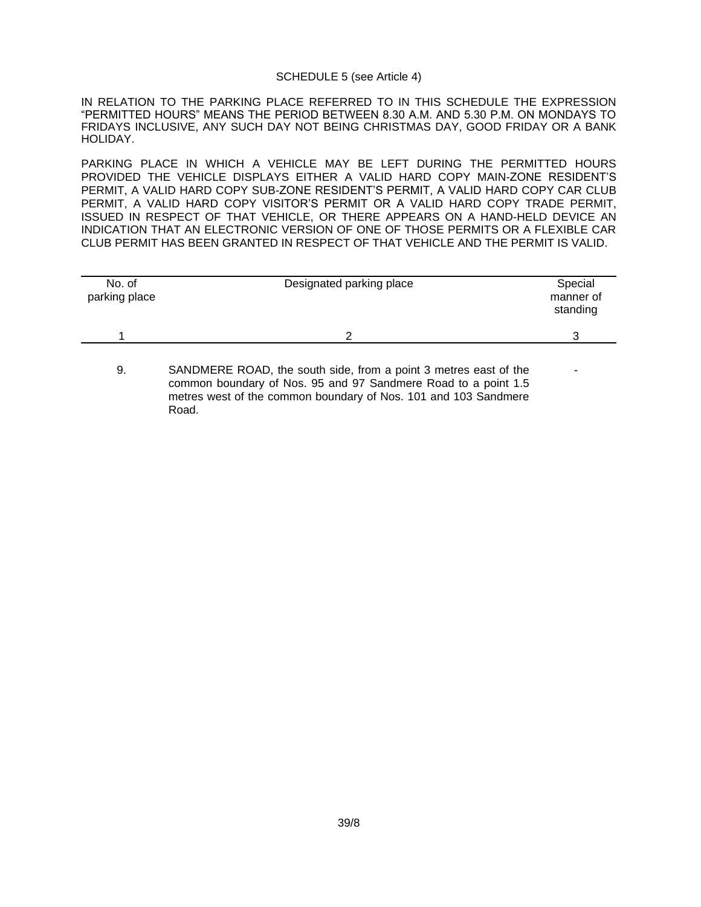SCHEDULE 5 (see Article 4)

IN RELATION TO THE PARKING PLACE REFERRED TO IN THIS SCHEDULE THE EXPRESSION "PERMITTED HOURS" MEANS THE PERIOD BETWEEN 8.30 A.M. AND 5.30 P.M. ON MONDAYS TO FRIDAYS INCLUSIVE, ANY SUCH DAY NOT BEING CHRISTMAS DAY, GOOD FRIDAY OR A BANK HOLIDAY.

PARKING PLACE IN WHICH A VEHICLE MAY BE LEFT DURING THE PERMITTED HOURS PROVIDED THE VEHICLE DISPLAYS EITHER A VALID HARD COPY MAIN-ZONE RESIDENT'S PERMIT, A VALID HARD COPY SUB-ZONE RESIDENT'S PERMIT, A VALID HARD COPY CAR CLUB PERMIT, A VALID HARD COPY VISITOR'S PERMIT OR A VALID HARD COPY TRADE PERMIT, ISSUED IN RESPECT OF THAT VEHICLE, OR THERE APPEARS ON A HAND-HELD DEVICE AN INDICATION THAT AN ELECTRONIC VERSION OF ONE OF THOSE PERMITS OR A FLEXIBLE CAR CLUB PERMIT HAS BEEN GRANTED IN RESPECT OF THAT VEHICLE AND THE PERMIT IS VALID.

| No. of parking place | Designated parking place | Special manner of standing |
|---|---|---|
| 1 | 2 | 3 |
| 9. | SANDMERE ROAD, the south side, from a point 3 metres east of the common boundary of Nos. 95 and 97 Sandmere Road to a point 1.5 metres west of the common boundary of Nos. 101 and 103 Sandmere Road. | - |